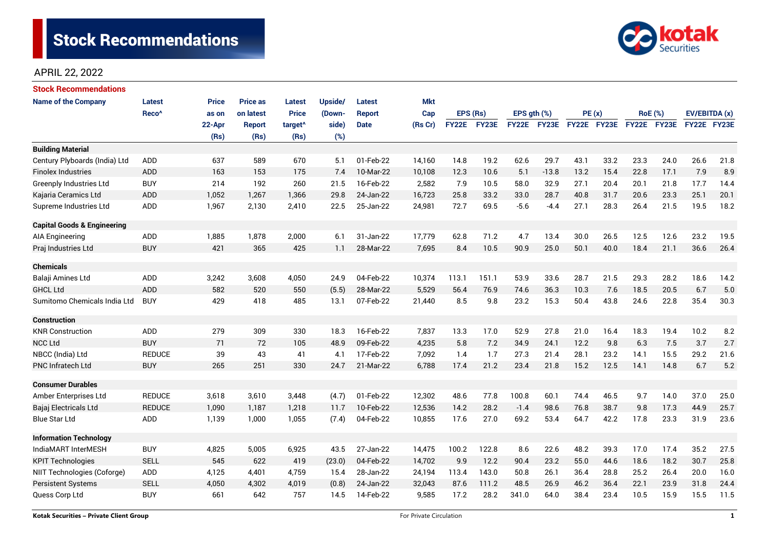# Stock Recommendations

APRIL 22, 2022

## Stock Recommendations

| Name of the Company | Latest Reco^ | Price as on 22-Apr (Rs) | Price as on latest Report (Rs) | Latest Price target^ (Rs) | Upside/ (Down-side) (%) | Latest Report Date | Mkt Cap (Rs Cr) | EPS (Rs) | | EPS gth (%) | | PE (x) | | RoE (%) | | EV/EBITDA (x) | |
|---|---|---|---|---|---|---|---|---|---|---|---|---|---|---|---|---|---|
| | | | | | | | | FY22E | FY23E | FY22E | FY23E | FY22E | FY23E | FY22E | FY23E | FY22E | FY23E |
| **Building Material** | | | | | | | | | | | | | | | | | |
| Century Plyboards (India) Ltd | ADD | 637 | 589 | 670 | 5.1 | 01-Feb-22 | 14,160 | 14.8 | 19.2 | 62.6 | 29.7 | 43.1 | 33.2 | 23.3 | 24.0 | 26.6 | 21.8 |
| Finolex Industries | ADD | 163 | 153 | 175 | 7.4 | 10-Mar-22 | 10,108 | 12.3 | 10.6 | 5.1 | -13.8 | 13.2 | 15.4 | 22.8 | 17.1 | 7.9 | 8.9 |
| Greenply Industries Ltd | BUY | 214 | 192 | 260 | 21.5 | 16-Feb-22 | 2,582 | 7.9 | 10.5 | 58.0 | 32.9 | 27.1 | 20.4 | 20.1 | 21.8 | 17.7 | 14.4 |
| Kajaria Ceramics Ltd | ADD | 1,052 | 1,267 | 1,366 | 29.8 | 24-Jan-22 | 16,723 | 25.8 | 33.2 | 33.0 | 28.7 | 40.8 | 31.7 | 20.6 | 23.3 | 25.1 | 20.1 |
| Supreme Industries Ltd | ADD | 1,967 | 2,130 | 2,410 | 22.5 | 25-Jan-22 | 24,981 | 72.7 | 69.5 | -5.6 | -4.4 | 27.1 | 28.3 | 26.4 | 21.5 | 19.5 | 18.2 |
| **Capital Goods & Engineering** | | | | | | | | | | | | | | | | | |
| AIA Engineering | ADD | 1,885 | 1,878 | 2,000 | 6.1 | 31-Jan-22 | 17,779 | 62.8 | 71.2 | 4.7 | 13.4 | 30.0 | 26.5 | 12.5 | 12.6 | 23.2 | 19.5 |
| Praj Industries Ltd | BUY | 421 | 365 | 425 | 1.1 | 28-Mar-22 | 7,695 | 8.4 | 10.5 | 90.9 | 25.0 | 50.1 | 40.0 | 18.4 | 21.1 | 36.6 | 26.4 |
| **Chemicals** | | | | | | | | | | | | | | | | | |
| Balaji Amines Ltd | ADD | 3,242 | 3,608 | 4,050 | 24.9 | 04-Feb-22 | 10,374 | 113.1 | 151.1 | 53.9 | 33.6 | 28.7 | 21.5 | 29.3 | 28.2 | 18.6 | 14.2 |
| GHCL Ltd | ADD | 582 | 520 | 550 | (5.5) | 28-Mar-22 | 5,529 | 56.4 | 76.9 | 74.6 | 36.3 | 10.3 | 7.6 | 18.5 | 20.5 | 6.7 | 5.0 |
| Sumitomo Chemicals India Ltd | BUY | 429 | 418 | 485 | 13.1 | 07-Feb-22 | 21,440 | 8.5 | 9.8 | 23.2 | 15.3 | 50.4 | 43.8 | 24.6 | 22.8 | 35.4 | 30.3 |
| **Construction** | | | | | | | | | | | | | | | | | |
| KNR Construction | ADD | 279 | 309 | 330 | 18.3 | 16-Feb-22 | 7,837 | 13.3 | 17.0 | 52.9 | 27.8 | 21.0 | 16.4 | 18.3 | 19.4 | 10.2 | 8.2 |
| NCC Ltd | BUY | 71 | 72 | 105 | 48.9 | 09-Feb-22 | 4,235 | 5.8 | 7.2 | 34.9 | 24.1 | 12.2 | 9.8 | 6.3 | 7.5 | 3.7 | 2.7 |
| NBCC (India) Ltd | REDUCE | 39 | 43 | 41 | 4.1 | 17-Feb-22 | 7,092 | 1.4 | 1.7 | 27.3 | 21.4 | 28.1 | 23.2 | 14.1 | 15.5 | 29.2 | 21.6 |
| PNC Infratech Ltd | BUY | 265 | 251 | 330 | 24.7 | 21-Mar-22 | 6,788 | 17.4 | 21.2 | 23.4 | 21.8 | 15.2 | 12.5 | 14.1 | 14.8 | 6.7 | 5.2 |
| **Consumer Durables** | | | | | | | | | | | | | | | | | |
| Amber Enterprises Ltd | REDUCE | 3,618 | 3,610 | 3,448 | (4.7) | 01-Feb-22 | 12,302 | 48.6 | 77.8 | 100.8 | 60.1 | 74.4 | 46.5 | 9.7 | 14.0 | 37.0 | 25.0 |
| Bajaj Electricals Ltd | REDUCE | 1,090 | 1,187 | 1,218 | 11.7 | 10-Feb-22 | 12,536 | 14.2 | 28.2 | -1.4 | 98.6 | 76.8 | 38.7 | 9.8 | 17.3 | 44.9 | 25.7 |
| Blue Star Ltd | ADD | 1,139 | 1,000 | 1,055 | (7.4) | 04-Feb-22 | 10,855 | 17.6 | 27.0 | 69.2 | 53.4 | 64.7 | 42.2 | 17.8 | 23.3 | 31.9 | 23.6 |
| **Information Technology** | | | | | | | | | | | | | | | | | |
| IndiaMART InterMESH | BUY | 4,825 | 5,005 | 6,925 | 43.5 | 27-Jan-22 | 14,475 | 100.2 | 122.8 | 8.6 | 22.6 | 48.2 | 39.3 | 17.0 | 17.4 | 35.2 | 27.5 |
| KPIT Technologies | SELL | 545 | 622 | 419 | (23.0) | 04-Feb-22 | 14,702 | 9.9 | 12.2 | 90.4 | 23.2 | 55.0 | 44.6 | 18.6 | 18.2 | 30.7 | 25.8 |
| NIIT Technologies (Coforge) | ADD | 4,125 | 4,401 | 4,759 | 15.4 | 28-Jan-22 | 24,194 | 113.4 | 143.0 | 50.8 | 26.1 | 36.4 | 28.8 | 25.2 | 26.4 | 20.0 | 16.0 |
| Persistent Systems | SELL | 4,050 | 4,302 | 4,019 | (0.8) | 24-Jan-22 | 32,043 | 87.6 | 111.2 | 48.5 | 26.9 | 46.2 | 36.4 | 22.1 | 23.9 | 31.8 | 24.4 |
| Quess Corp Ltd | BUY | 661 | 642 | 757 | 14.5 | 14-Feb-22 | 9,585 | 17.2 | 28.2 | 341.0 | 64.0 | 38.4 | 23.4 | 10.5 | 15.9 | 15.5 | 11.5 |

Kotak Securities – Private Client Group | For Private Circulation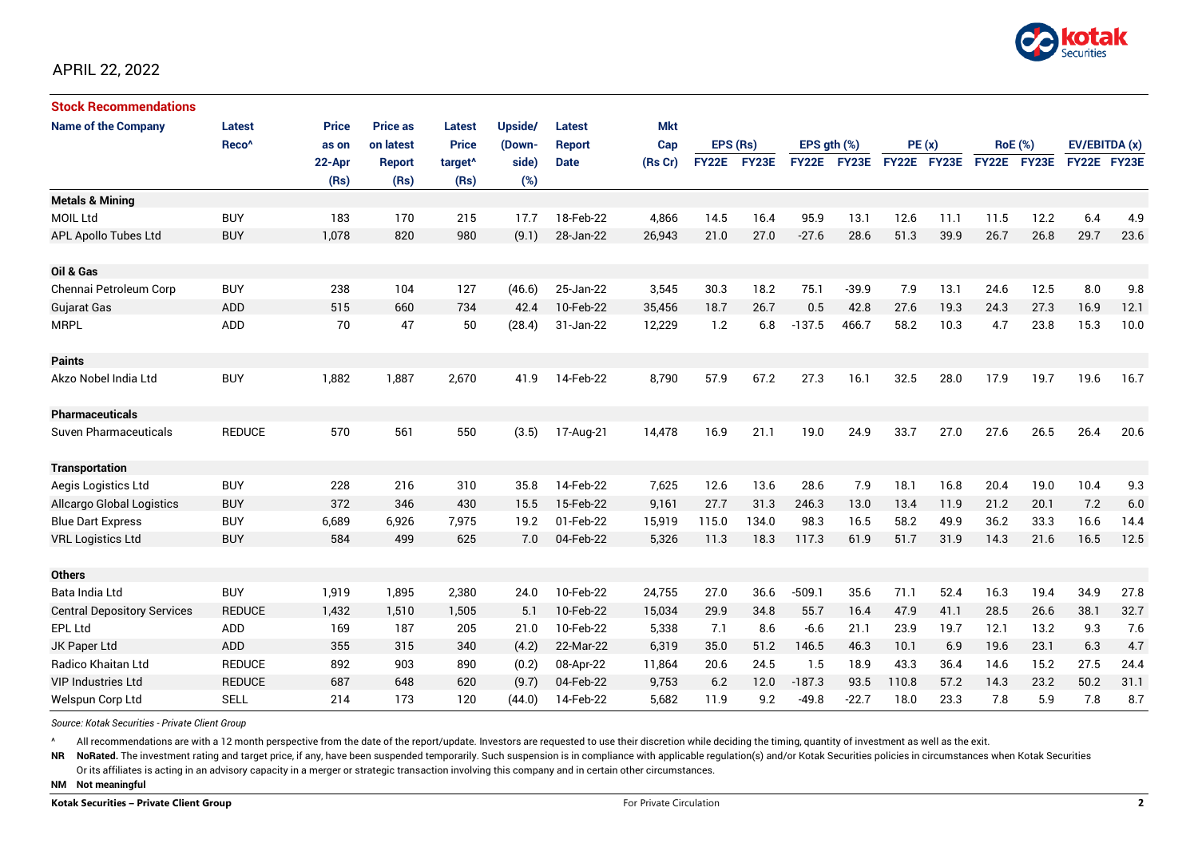APRIL 22, 2022

## Stock Recommendations

| Name of the Company | Latest Reco^ | Price as on 22-Apr (Rs) | Price as on latest Report (Rs) | Latest Price target^ (Rs) | Upside/ (Down-side) (%) | Latest Report Date | Mkt Cap (Rs Cr) | EPS (Rs) | | EPS gth (%) | | PE (x) | | RoE (%) | | EV/EBITDA (x) | |
|---|---|---|---|---|---|---|---|---|---|---|---|---|---|---|---|---|---|
| | | | | | | | | FY22E | FY23E | FY22E | FY23E | FY22E | FY23E | FY22E | FY23E | FY22E | FY23E |
| **Metals & Mining** | | | | | | | | | | | | | | | | | |
| MOIL Ltd | BUY | 183 | 170 | 215 | 17.7 | 18-Feb-22 | 4,866 | 14.5 | 16.4 | 95.9 | 13.1 | 12.6 | 11.1 | 11.5 | 12.2 | 6.4 | 4.9 |
| APL Apollo Tubes Ltd | BUY | 1,078 | 820 | 980 | (9.1) | 28-Jan-22 | 26,943 | 21.0 | 27.0 | -27.6 | 28.6 | 51.3 | 39.9 | 26.7 | 26.8 | 29.7 | 23.6 |
| **Oil & Gas** | | | | | | | | | | | | | | | | | |
| Chennai Petroleum Corp | BUY | 238 | 104 | 127 | (46.6) | 25-Jan-22 | 3,545 | 30.3 | 18.2 | 75.1 | -39.9 | 7.9 | 13.1 | 24.6 | 12.5 | 8.0 | 9.8 |
| Gujarat Gas | ADD | 515 | 660 | 734 | 42.4 | 10-Feb-22 | 35,456 | 18.7 | 26.7 | 0.5 | 42.8 | 27.6 | 19.3 | 24.3 | 27.3 | 16.9 | 12.1 |
| MRPL | ADD | 70 | 47 | 50 | (28.4) | 31-Jan-22 | 12,229 | 1.2 | 6.8 | -137.5 | 466.7 | 58.2 | 10.3 | 4.7 | 23.8 | 15.3 | 10.0 |
| **Paints** | | | | | | | | | | | | | | | | | |
| Akzo Nobel India Ltd | BUY | 1,882 | 1,887 | 2,670 | 41.9 | 14-Feb-22 | 8,790 | 57.9 | 67.2 | 27.3 | 16.1 | 32.5 | 28.0 | 17.9 | 19.7 | 19.6 | 16.7 |
| **Pharmaceuticals** | | | | | | | | | | | | | | | | | |
| Suven Pharmaceuticals | REDUCE | 570 | 561 | 550 | (3.5) | 17-Aug-21 | 14,478 | 16.9 | 21.1 | 19.0 | 24.9 | 33.7 | 27.0 | 27.6 | 26.5 | 26.4 | 20.6 |
| **Transportation** | | | | | | | | | | | | | | | | | |
| Aegis Logistics Ltd | BUY | 228 | 216 | 310 | 35.8 | 14-Feb-22 | 7,625 | 12.6 | 13.6 | 28.6 | 7.9 | 18.1 | 16.8 | 20.4 | 19.0 | 10.4 | 9.3 |
| Allcargo Global Logistics | BUY | 372 | 346 | 430 | 15.5 | 15-Feb-22 | 9,161 | 27.7 | 31.3 | 246.3 | 13.0 | 13.4 | 11.9 | 21.2 | 20.1 | 7.2 | 6.0 |
| Blue Dart Express | BUY | 6,689 | 6,926 | 7,975 | 19.2 | 01-Feb-22 | 15,919 | 115.0 | 134.0 | 98.3 | 16.5 | 58.2 | 49.9 | 36.2 | 33.3 | 16.6 | 14.4 |
| VRL Logistics Ltd | BUY | 584 | 499 | 625 | 7.0 | 04-Feb-22 | 5,326 | 11.3 | 18.3 | 117.3 | 61.9 | 51.7 | 31.9 | 14.3 | 21.6 | 16.5 | 12.5 |
| **Others** | | | | | | | | | | | | | | | | | |
| Bata India Ltd | BUY | 1,919 | 1,895 | 2,380 | 24.0 | 10-Feb-22 | 24,755 | 27.0 | 36.6 | -509.1 | 35.6 | 71.1 | 52.4 | 16.3 | 19.4 | 34.9 | 27.8 |
| Central Depository Services | REDUCE | 1,432 | 1,510 | 1,505 | 5.1 | 10-Feb-22 | 15,034 | 29.9 | 34.8 | 55.7 | 16.4 | 47.9 | 41.1 | 28.5 | 26.6 | 38.1 | 32.7 |
| EPL Ltd | ADD | 169 | 187 | 205 | 21.0 | 10-Feb-22 | 5,338 | 7.1 | 8.6 | -6.6 | 21.1 | 23.9 | 19.7 | 12.1 | 13.2 | 9.3 | 7.6 |
| JK Paper Ltd | ADD | 355 | 315 | 340 | (4.2) | 22-Mar-22 | 6,319 | 35.0 | 51.2 | 146.5 | 46.3 | 10.1 | 6.9 | 19.6 | 23.1 | 6.3 | 4.7 |
| Radico Khaitan Ltd | REDUCE | 892 | 903 | 890 | (0.2) | 08-Apr-22 | 11,864 | 20.6 | 24.5 | 1.5 | 18.9 | 43.3 | 36.4 | 14.6 | 15.2 | 27.5 | 24.4 |
| VIP Industries Ltd | REDUCE | 687 | 648 | 620 | (9.7) | 04-Feb-22 | 9,753 | 6.2 | 12.0 | -187.3 | 93.5 | 110.8 | 57.2 | 14.3 | 23.2 | 50.2 | 31.1 |
| Welspun Corp Ltd | SELL | 214 | 173 | 120 | (44.0) | 14-Feb-22 | 5,682 | 11.9 | 9.2 | -49.8 | -22.7 | 18.0 | 23.3 | 7.8 | 5.9 | 7.8 | 8.7 |

*Source: Kotak Securities - Private Client Group*

^ All recommendations are with a 12 month perspective from the date of the report/update. Investors are requested to use their discretion while deciding the timing, quantity of investment as well as the exit.

**NR NoRated.** The investment rating and target price, if any, have been suspended temporarily. Such suspension is in compliance with applicable regulation(s) and/or Kotak Securities policies in circumstances when Kotak Securities Or its affiliates is acting in an advisory capacity in a merger or strategic transaction involving this company and in certain other circumstances.

**NM Not meaningful**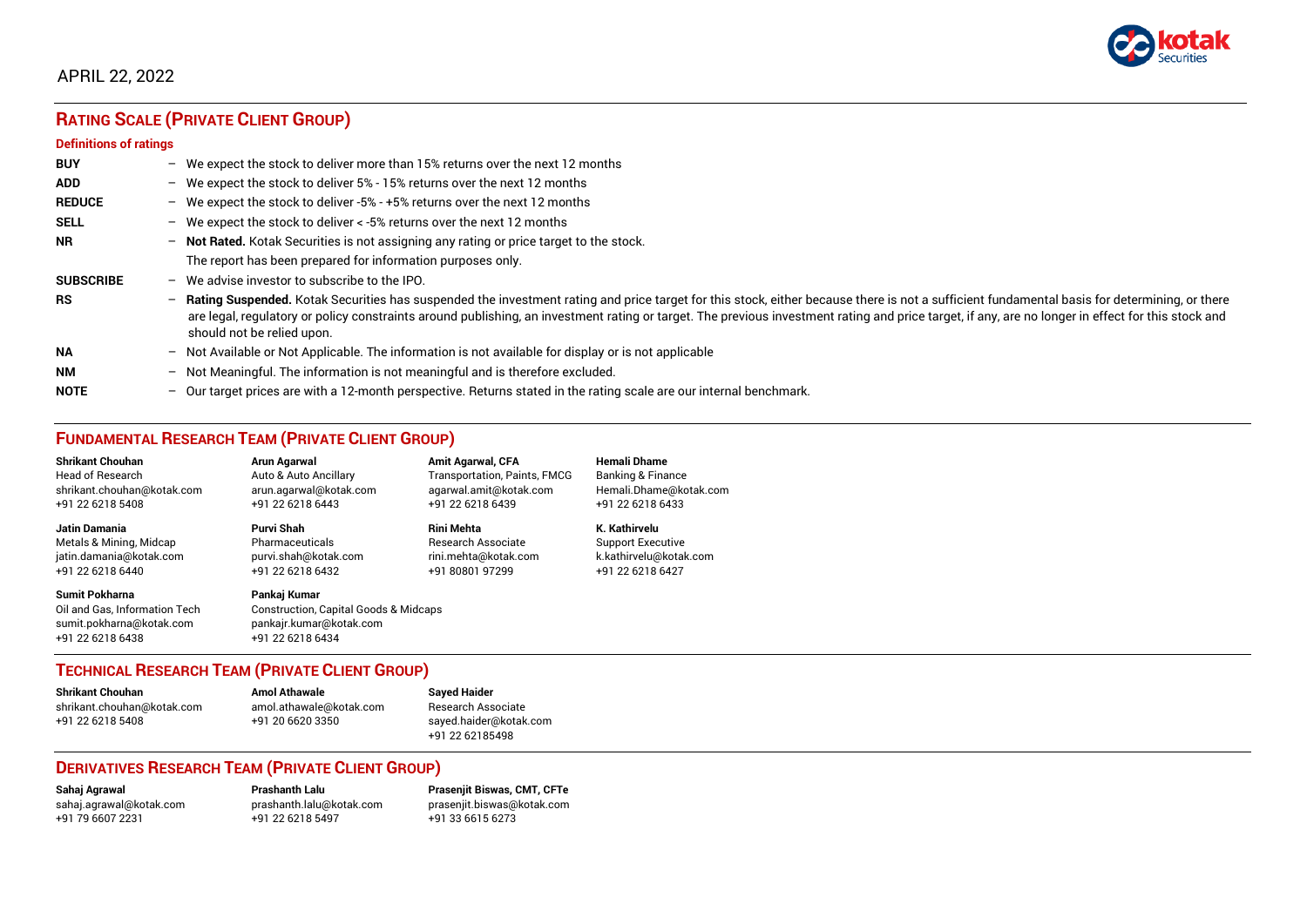APRIL 22, 2022

## RATING SCALE (PRIVATE CLIENT GROUP)

### Definitions of ratings

| | | |
|---|---|---|
| **BUY** | – | We expect the stock to deliver more than 15% returns over the next 12 months |
| **ADD** | – | We expect the stock to deliver 5% - 15% returns over the next 12 months |
| **REDUCE** | – | We expect the stock to deliver -5% - +5% returns over the next 12 months |
| **SELL** | – | We expect the stock to deliver < -5% returns over the next 12 months |
| **NR** | – | **Not Rated.** Kotak Securities is not assigning any rating or price target to the stock. The report has been prepared for information purposes only. |
| **SUBSCRIBE** | – | We advise investor to subscribe to the IPO. |
| **RS** | – | **Rating Suspended.** Kotak Securities has suspended the investment rating and price target for this stock, either because there is not a sufficient fundamental basis for determining, or there are legal, regulatory or policy constraints around publishing, an investment rating or target. The previous investment rating and price target, if any, are no longer in effect for this stock and should not be relied upon. |
| **NA** | – | Not Available or Not Applicable. The information is not available for display or is not applicable |
| **NM** | – | Not Meaningful. The information is not meaningful and is therefore excluded. |
| **NOTE** | – | Our target prices are with a 12-month perspective. Returns stated in the rating scale are our internal benchmark. |

## FUNDAMENTAL RESEARCH TEAM (PRIVATE CLIENT GROUP)

**Shrikant Chouhan**
Head of Research
shrikant.chouhan@kotak.com
+91 22 6218 5408

**Arun Agarwal**
Auto & Auto Ancillary
arun.agarwal@kotak.com
+91 22 6218 6443

**Amit Agarwal, CFA**
Transportation, Paints, FMCG
agarwal.amit@kotak.com
+91 22 6218 6439

**Hemali Dhame**
Banking & Finance
Hemali.Dhame@kotak.com
+91 22 6218 6433

**Jatin Damania**
Metals & Mining, Midcap
jatin.damania@kotak.com
+91 22 6218 6440

**Purvi Shah**
Pharmaceuticals
purvi.shah@kotak.com
+91 22 6218 6432

**Rini Mehta**
Research Associate
rini.mehta@kotak.com
+91 80801 97299

**K. Kathirvelu**
Support Executive
k.kathirvelu@kotak.com
+91 22 6218 6427

**Sumit Pokharna**
Oil and Gas, Information Tech
sumit.pokharna@kotak.com
+91 22 6218 6438

**Pankaj Kumar**
Construction, Capital Goods & Midcaps
pankajr.kumar@kotak.com
+91 22 6218 6434

## TECHNICAL RESEARCH TEAM (PRIVATE CLIENT GROUP)

**Shrikant Chouhan**
shrikant.chouhan@kotak.com
+91 22 6218 5408

**Amol Athawale**
amol.athawale@kotak.com
+91 20 6620 3350

**Sayed Haider**
Research Associate
sayed.haider@kotak.com
+91 22 62185498

## DERIVATIVES RESEARCH TEAM (PRIVATE CLIENT GROUP)

**Sahaj Agrawal**
sahaj.agrawal@kotak.com
+91 79 6607 2231

**Prashanth Lalu**
prashanth.lalu@kotak.com
+91 22 6218 5497

**Prasenjit Biswas, CMT, CFTe**
prasenjit.biswas@kotak.com
+91 33 6615 6273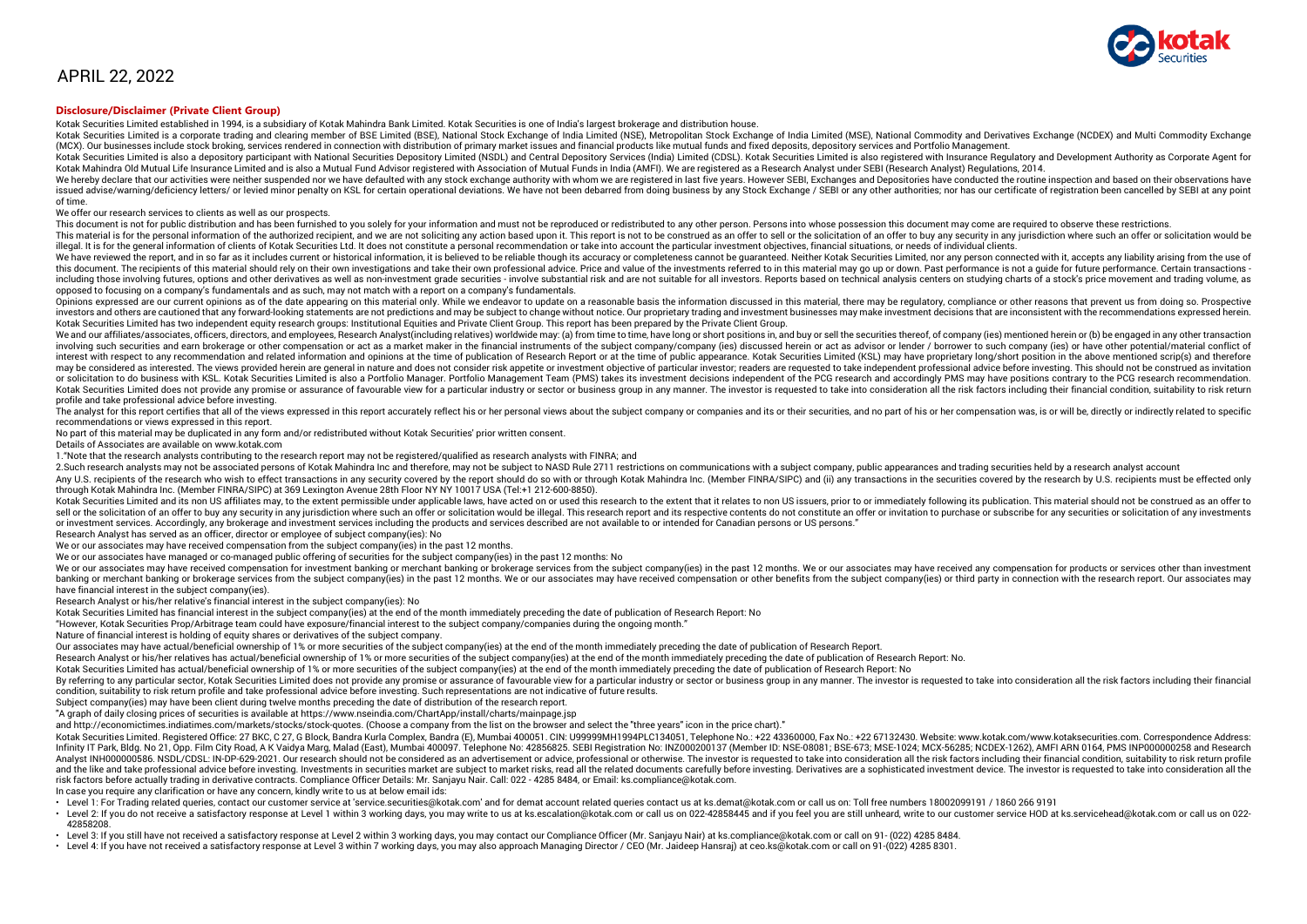APRIL 22, 2022

### Disclosure/Disclaimer (Private Client Group)

Kotak Securities Limited established in 1994, is a subsidiary of Kotak Mahindra Bank Limited. Kotak Securities is one of India's largest brokerage and distribution house.

Kotak Securities Limited is a corporate trading and clearing member of BSE Limited (BSE), National Stock Exchange of India Limited (NSE), Metropolitan Stock Exchange of India Limited (MSE), National Commodity and Derivatives Exchange (NCDEX) and Multi Commodity Exchange (MCX). Our businesses include stock broking, services rendered in connection with distribution of primary market issues and financial products like mutual funds and fixed deposits, depository services and Portfolio Management.

Kotak Securities Limited is also a depository participant with National Securities Depository Limited (NSDL) and Central Depository Services (India) Limited (CDSL). Kotak Securities Limited is also registered with Insurance Regulatory and Development Authority as Corporate Agent for Kotak Mahindra Old Mutual Life Insurance Limited and is also a Mutual Fund Advisor registered with Association of Mutual Funds in India (AMFI). We are registered as a Research Analyst under SEBI (Research Analyst) Regulations, 2014.

We hereby declare that our activities were neither suspended nor we have defaulted with any stock exchange authority with whom we are registered in last five years. However SEBI, Exchanges and Depositories have conducted the routine inspection and based on their observations have issued advise/warning/deficiency letters/ or levied minor penalty on KSL for certain operational deviations. We have not been debarred from doing business by any Stock Exchange / SEBI or any other authorities; nor has our certificate of registration been cancelled by SEBI at any point of time.

We offer our research services to clients as well as our prospects.

This document is not for public distribution and has been furnished to you solely for your information and must not be reproduced or redistributed to any other person. Persons into whose possession this document may come are required to observe these restrictions.

This material is for the personal information of the authorized recipient, and we are not soliciting any action based upon it. This report is not to be construed as an offer to sell or the solicitation of an offer to buy any security in any jurisdiction where such an offer or solicitation would be illegal. It is for the general information of clients of Kotak Securities Ltd. It does not constitute a personal recommendation or take into account the particular investment objectives, financial situations, or needs of individual clients.

We have reviewed the report, and in so far as it includes current or historical information, it is believed to be reliable though its accuracy or completeness cannot be guaranteed. Neither Kotak Securities Limited, nor any person connected with it, accepts any liability arising from the use of this document. The recipients of this material should rely on their own investigations and take their own professional advice. Price and value of the investments referred to in this material may go up or down. Past performance is not a guide for future performance. Certain transactions - including those involving futures, options and other derivatives as well as non-investment grade securities - involve substantial risk and are not suitable for all investors. Reports based on technical analysis centers on studying charts of a stock's price movement and trading volume, as opposed to focusing on a company's fundamentals and as such, may not match with a report on a company's fundamentals.

Opinions expressed are our current opinions as of the date appearing on this material only. While we endeavor to update on a reasonable basis the information discussed in this material, there may be regulatory, compliance or other reasons that prevent us from doing so. Prospective investors and others are cautioned that any forward-looking statements are not predictions and may be subject to change without notice. Our proprietary trading and investment businesses may make investment decisions that are inconsistent with the recommendations expressed herein. Kotak Securities Limited has two independent equity research groups: Institutional Equities and Private Client Group. This report has been prepared by the Private Client Group.

We and our affiliates/associates, officers, directors, and employees, Research Analyst(including relatives) worldwide may: (a) from time to time, have long or short positions in, and buy or sell the securities thereof, of company (ies) mentioned herein or (b) be engaged in any other transaction involving such securities and earn brokerage or other compensation or act as a market maker in the financial instruments of the subject company/company (ies) discussed herein or act as advisor or lender / borrower to such company (ies) or have other potential/material conflict of interest with respect to any recommendation and related information and opinions at the time of publication of Research Report or at the time of public appearance. Kotak Securities Limited (KSL) may have proprietary long/short position in the above mentioned scrip(s) and therefore may be considered as interested. The views provided herein are general in nature and does not consider risk appetite or investment objective of particular investor; readers are requested to take independent professional advice before investing. This should not be construed as invitation or solicitation to do business with KSL. Kotak Securities Limited is also a Portfolio Manager. Portfolio Management Team (PMS) takes its investment decisions independent of the PCG research and accordingly PMS may have positions contrary to the PCG research recommendation. Kotak Securities Limited does not provide any promise or assurance of favourable view for a particular industry or sector or business group in any manner. The investor is requested to take into consideration all the risk factors including their financial condition, suitability to risk return profile and take professional advice before investing.

The analyst for this report certifies that all of the views expressed in this report accurately reflect his or her personal views about the subject company or companies and its or their securities, and no part of his or her compensation was, is or will be, directly or indirectly related to specific recommendations or views expressed in this report.

No part of this material may be duplicated in any form and/or redistributed without Kotak Securities' prior written consent.

Details of Associates are available on www.kotak.com

1."Note that the research analysts contributing to the research report may not be registered/qualified as research analysts with FINRA; and

2.Such research analysts may not be associated persons of Kotak Mahindra Inc and therefore, may not be subject to NASD Rule 2711 restrictions on communications with a subject company, public appearances and trading securities held by a research analyst account

Any U.S. recipients of the research who wish to effect transactions in any security covered by the report should do so with or through Kotak Mahindra Inc. (Member FINRA/SIPC) and (ii) any transactions in the securities covered by the research by U.S. recipients must be effected only through Kotak Mahindra Inc. (Member FINRA/SIPC) at 369 Lexington Avenue 28th Floor NY NY 10017 USA (Tel:+1 212-600-8850).

Kotak Securities Limited and its non US affiliates may, to the extent permissible under applicable laws, have acted on or used this research to the extent that it relates to non US issuers, prior to or immediately following its publication. This material should not be construed as an offer to sell or the solicitation of an offer to buy any security in any jurisdiction where such an offer or solicitation would be illegal. This research report and its respective contents do not constitute an offer or invitation to purchase or subscribe for any securities or solicitation of any investments or investment services. Accordingly, any brokerage and investment services including the products and services described are not available to or intended for Canadian persons or US persons."

Research Analyst has served as an officer, director or employee of subject company(ies): No

We or our associates may have received compensation from the subject company(ies) in the past 12 months.

We or our associates have managed or co-managed public offering of securities for the subject company(ies) in the past 12 months: No

We or our associates may have received compensation for investment banking or merchant banking or brokerage services from the subject company(ies) in the past 12 months. We or our associates may have received any compensation for products or services other than investment banking or merchant banking or brokerage services from the subject company(ies) in the past 12 months. We or our associates may have received compensation or other benefits from the subject company(ies) or third party in connection with the research report. Our associates may have financial interest in the subject company(ies).

Research Analyst or his/her relative's financial interest in the subject company(ies): No

Kotak Securities Limited has financial interest in the subject company(ies) at the end of the month immediately preceding the date of publication of Research Report: No

"However, Kotak Securities Prop/Arbitrage team could have exposure/financial interest to the subject company/companies during the ongoing month."

Nature of financial interest is holding of equity shares or derivatives of the subject company.

Our associates may have actual/beneficial ownership of 1% or more securities of the subject company(ies) at the end of the month immediately preceding the date of publication of Research Report.

Research Analyst or his/her relatives has actual/beneficial ownership of 1% or more securities of the subject company(ies) at the end of the month immediately preceding the date of publication of Research Report: No.

Kotak Securities Limited has actual/beneficial ownership of 1% or more securities of the subject company(ies) at the end of the month immediately preceding the date of publication of Research Report: No

By referring to any particular sector, Kotak Securities Limited does not provide any promise or assurance of favourable view for a particular industry or sector or business group in any manner. The investor is requested to take into consideration all the risk factors including their financial condition, suitability to risk return profile and take professional advice before investing. Such representations are not indicative of future results.

Subject company(ies) may have been client during twelve months preceding the date of distribution of the research report.

"A graph of daily closing prices of securities is available at https://www.nseindia.com/ChartApp/install/charts/mainpage.jsp

and http://economictimes.indiatimes.com/markets/stocks/stock-quotes. (Choose a company from the list on the browser and select the "three years" icon in the price chart)."

Kotak Securities Limited. Registered Office: 27 BKC, C 27, G Block, Bandra Kurla Complex, Bandra (E), Mumbai 400051. CIN: U99999MH1994PLC134051, Telephone No.: +22 43360000, Fax No.: +22 67132430. Website: www.kotak.com/www.kotaksecurities.com. Correspondence Address: Infinity IT Park, Bldg. No 21, Opp. Film City Road, A K Vaidya Marg, Malad (East), Mumbai 400097. Telephone No: 42856825. SEBI Registration No: INZ000200137 (Member ID: NSE-08081; BSE-673; MSE-1024; MCX-56285; NCDEX-1262), AMFI ARN 0164, PMS INP000000258 and Research Analyst INH000000586. NSDL/CDSL: IN-DP-629-2021. Our research should not be considered as an advertisement or advice, professional or otherwise. The investor is requested to take into consideration all the risk factors including their financial condition, suitability to risk return profile and the like and take professional advice before investing. Investments in securities market are subject to market risks, read all the related documents carefully before investing. Derivatives are a sophisticated investment device. The investor is requested to take into consideration all the risk factors before actually trading in derivative contracts. Compliance Officer Details: Mr. Sanjayu Nair. Call: 022 - 4285 8484, or Email: ks.compliance@kotak.com.

In case you require any clarification or have any concern, kindly write to us at below email ids:

- Level 1: For Trading related queries, contact our customer service at 'service.securities@kotak.com' and for demat account related queries contact us at ks.demat@kotak.com or call us on: Toll free numbers 18002099191 / 1860 266 9191
- Level 2: If you do not receive a satisfactory response at Level 1 within 3 working days, you may write to us at ks.escalation@kotak.com or call us on 022-42858445 and if you feel you are still unheard, write to our customer service HOD at ks.servicehead@kotak.com or call us on 022-42858208.
- Level 3: If you still have not received a satisfactory response at Level 2 within 3 working days, you may contact our Compliance Officer (Mr. Sanjayu Nair) at ks.compliance@kotak.com or call on 91- (022) 4285 8484.
- Level 4: If you have not received a satisfactory response at Level 3 within 7 working days, you may also approach Managing Director / CEO (Mr. Jaideep Hansraj) at ceo.ks@kotak.com or call on 91-(022) 4285 8301.